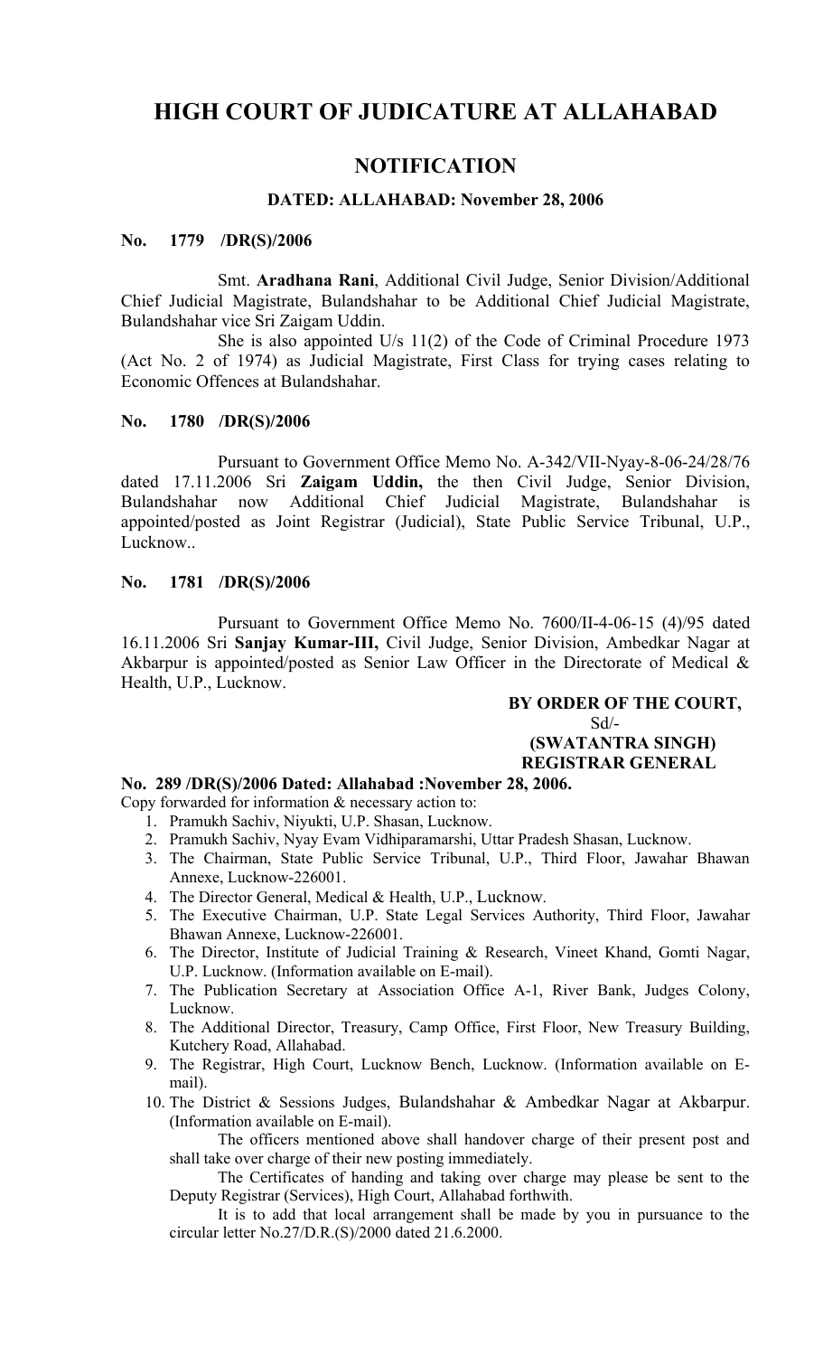# HIGH COURT OF JUDICATURE AT ALLAHABAD

## NOTIFICATION

### DATED: ALLAHABAD: November 28, 2006

**No. 1779 /DR(S)/2006**

Smt. **Aradhana Rani**, Additional Civil Judge, Senior Division/Additional Chief Judicial Magistrate, Bulandshahar to be Additional Chief Judicial Magistrate, Bulandshahar vice Sri Zaigam Uddin.

She is also appointed U/s 11(2) of the Code of Criminal Procedure 1973 (Act No. 2 of 1974) as Judicial Magistrate, First Class for trying cases relating to Economic Offences at Bulandshahar.

**No. 1780 /DR(S)/2006**

Pursuant to Government Office Memo No. A-342/VII-Nyay-8-06-24/28/76 dated 17.11.2006 Sri **Zaigam Uddin,** the then Civil Judge, Senior Division, Bulandshahar now Additional Chief Judicial Magistrate, Bulandshahar is appointed/posted as Joint Registrar (Judicial), State Public Service Tribunal, U.P., Lucknow..

**No. 1781 /DR(S)/2006**

Pursuant to Government Office Memo No. 7600/II-4-06-15 (4)/95 dated 16.11.2006 Sri **Sanjay Kumar-III,** Civil Judge, Senior Division, Ambedkar Nagar at Akbarpur is appointed/posted as Senior Law Officer in the Directorate of Medical & Health, U.P., Lucknow.

**BY ORDER OF THE COURT,**
Sd/-
**(SWATANTRA SINGH)**
**REGISTRAR GENERAL**

**No. 289 /DR(S)/2006 Dated: Allahabad :November 28, 2006.**

Copy forwarded for information & necessary action to:

1. Pramukh Sachiv, Niyukti, U.P. Shasan, Lucknow.
2. Pramukh Sachiv, Nyay Evam Vidhiparamarshi, Uttar Pradesh Shasan, Lucknow.
3. The Chairman, State Public Service Tribunal, U.P., Third Floor, Jawahar Bhawan Annexe, Lucknow-226001.
4. The Director General, Medical & Health, U.P., Lucknow.
5. The Executive Chairman, U.P. State Legal Services Authority, Third Floor, Jawahar Bhawan Annexe, Lucknow-226001.
6. The Director, Institute of Judicial Training & Research, Vineet Khand, Gomti Nagar, U.P. Lucknow. (Information available on E-mail).
7. The Publication Secretary at Association Office A-1, River Bank, Judges Colony, Lucknow.
8. The Additional Director, Treasury, Camp Office, First Floor, New Treasury Building, Kutchery Road, Allahabad.
9. The Registrar, High Court, Lucknow Bench, Lucknow. (Information available on E-mail).
10. The District & Sessions Judges, Bulandshahar & Ambedkar Nagar at Akbarpur. (Information available on E-mail).

The officers mentioned above shall handover charge of their present post and shall take over charge of their new posting immediately.

The Certificates of handing and taking over charge may please be sent to the Deputy Registrar (Services), High Court, Allahabad forthwith.

It is to add that local arrangement shall be made by you in pursuance to the circular letter No.27/D.R.(S)/2000 dated 21.6.2000.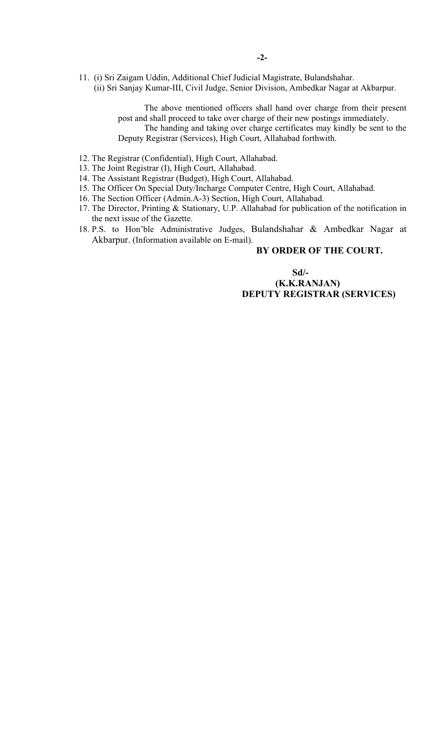11. (i) Sri Zaigam Uddin, Additional Chief Judicial Magistrate, Bulandshahar.
    (ii) Sri Sanjay Kumar-III, Civil Judge, Senior Division, Ambedkar Nagar at Akbarpur.

    The above mentioned officers shall hand over charge from their present post and shall proceed to take over charge of their new postings immediately.

    The handing and taking over charge certificates may kindly be sent to the Deputy Registrar (Services), High Court, Allahabad forthwith.

12. The Registrar (Confidential), High Court, Allahabad.
13. The Joint Registrar (I), High Court, Allahabad.
14. The Assistant Registrar (Budget), High Court, Allahabad.
15. The Officer On Special Duty/Incharge Computer Centre, High Court, Allahabad.
16. The Section Officer (Admin.A-3) Section, High Court, Allahabad.
17. The Director, Printing & Stationary, U.P. Allahabad for publication of the notification in the next issue of the Gazette.
18. P.S. to Hon'ble Administrative Judges, Bulandshahar & Ambedkar Nagar at Akbarpur. (Information available on E-mail).

**BY ORDER OF THE COURT.**

**Sd/-**
**(K.K.RANJAN)**
**DEPUTY REGISTRAR (SERVICES)**